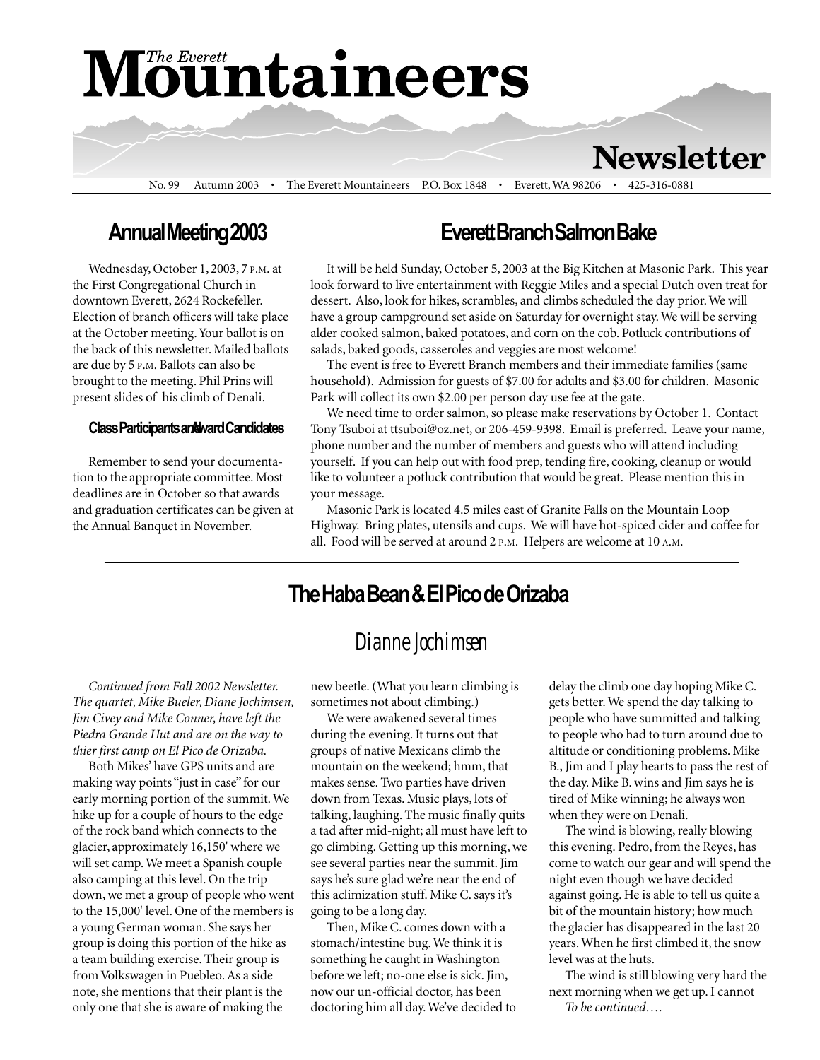# The Everett Mountaineers Newsletter

No. 99 Autumn 2003 • The Everett Mountaineers P.O. Box 1848 • Everett, WA 98206 • 425-316-0881

## Annual Meeting 2003

Wednesday, October 1, 2003, 7 P.M. at the First Congregational Church in downtown Everett, 2624 Rockefeller. Election of branch officers will take place at the October meeting. Your ballot is on the back of this newsletter. Mailed ballots are due by 5 P.M. Ballots can also be brought to the meeting. Phil Prins will present slides of his climb of Denali.

### Class Participants and Award Candidates

Remember to send your documentation to the appropriate committee. Most deadlines are in October so that awards and graduation certificates can be given at the Annual Banquet in November.

## Everett Branch Salmon Bake

It will be held Sunday, October 5, 2003 at the Big Kitchen at Masonic Park. This year look forward to live entertainment with Reggie Miles and a special Dutch oven treat for dessert. Also, look for hikes, scrambles, and climbs scheduled the day prior. We will have a group campground set aside on Saturday for overnight stay. We will be serving alder cooked salmon, baked potatoes, and corn on the cob. Potluck contributions of salads, baked goods, casseroles and veggies are most welcome!

The event is free to Everett Branch members and their immediate families (same household). Admission for guests of $7.00 for adults and $3.00 for children. Masonic Park will collect its own $2.00 per person day use fee at the gate.

We need time to order salmon, so please make reservations by October 1. Contact Tony Tsuboi at ttsuboi@oz.net, or 206-459-9398. Email is preferred. Leave your name, phone number and the number of members and guests who will attend including yourself. If you can help out with food prep, tending fire, cooking, cleanup or would like to volunteer a potluck contribution that would be great. Please mention this in your message.

Masonic Park is located 4.5 miles east of Granite Falls on the Mountain Loop Highway. Bring plates, utensils and cups. We will have hot-spiced cider and coffee for all. Food will be served at around 2 P.M. Helpers are welcome at 10 A.M.

## The Haba Bean & El Pico de Orizaba

### Dianne Jochimsen

*Continued from Fall 2002 Newsletter. The quartet, Mike Bueler, Diane Jochimsen, Jim Civey and Mike Conner, have left the Piedra Grande Hut and are on the way to thier first camp on El Pico de Orizaba.*

Both Mikes' have GPS units and are making way points "just in case" for our early morning portion of the summit. We hike up for a couple of hours to the edge of the rock band which connects to the glacier, approximately 16,150' where we will set camp. We meet a Spanish couple also camping at this level. On the trip down, we met a group of people who went to the 15,000' level. One of the members is a young German woman. She says her group is doing this portion of the hike as a team building exercise. Their group is from Volkswagen in Puebleo. As a side note, she mentions that their plant is the only one that she is aware of making the new beetle. (What you learn climbing is sometimes not about climbing.)

We were awakened several times during the evening. It turns out that groups of native Mexicans climb the mountain on the weekend; hmm, that makes sense. Two parties have driven down from Texas. Music plays, lots of talking, laughing. The music finally quits a tad after mid-night; all must have left to go climbing. Getting up this morning, we see several parties near the summit. Jim says he's sure glad we're near the end of this aclimization stuff. Mike C. says it's going to be a long day.

Then, Mike C. comes down with a stomach/intestine bug. We think it is something he caught in Washington before we left; no-one else is sick. Jim, now our un-official doctor, has been doctoring him all day. We've decided to delay the climb one day hoping Mike C. gets better. We spend the day talking to people who have summitted and talking to people who had to turn around due to altitude or conditioning problems. Mike B., Jim and I play hearts to pass the rest of the day. Mike B. wins and Jim says he is tired of Mike winning; he always won when they were on Denali.

The wind is blowing, really blowing this evening. Pedro, from the Reyes, has come to watch our gear and will spend the night even though we have decided against going. He is able to tell us quite a bit of the mountain history; how much the glacier has disappeared in the last 20 years. When he first climbed it, the snow level was at the huts.

The wind is still blowing very hard the next morning when we get up. I cannot

*To be continued….*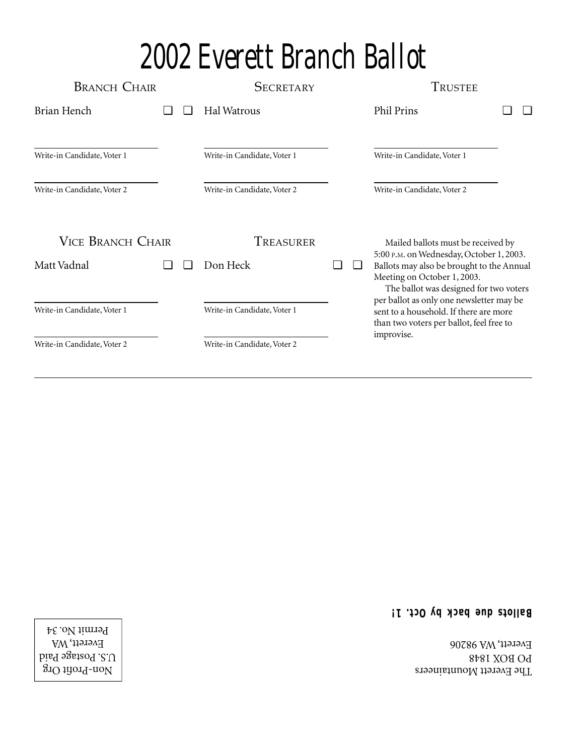# 2002 Everett Branch Ballot

## Branch Chair

Brian Hench ❑ ❑

Write-in Candidate, Voter 1

Write-in Candidate, Voter 2

## Secretary

Hal Watrous

Write-in Candidate, Voter 1

Write-in Candidate, Voter 2

## Trustee

Phil Prins ❑ ❑

Write-in Candidate, Voter 1

Write-in Candidate, Voter 2

## Vice Branch Chair

Matt Vadnal ❑ ❑

Write-in Candidate, Voter 1

Write-in Candidate, Voter 2

## Treasurer

Don Heck ❑ ❑

Write-in Candidate, Voter 1

Write-in Candidate, Voter 2

Mailed ballots must be received by 5:00 P.M. on Wednesday, October 1, 2003. Ballots may also be brought to the Annual Meeting on October 1, 2003.

The ballot was designed for two voters per ballot as only one newsletter may be sent to a household. If there are more than two voters per ballot, feel free to improvise.

---

**Ballots due back by Oct. 1!**

The Everett Mountaineers
PO BOX 1848
Everett, WA 98206

Non-Profit Org
U.S. Postage Paid
Everett, WA
Permit No. 34